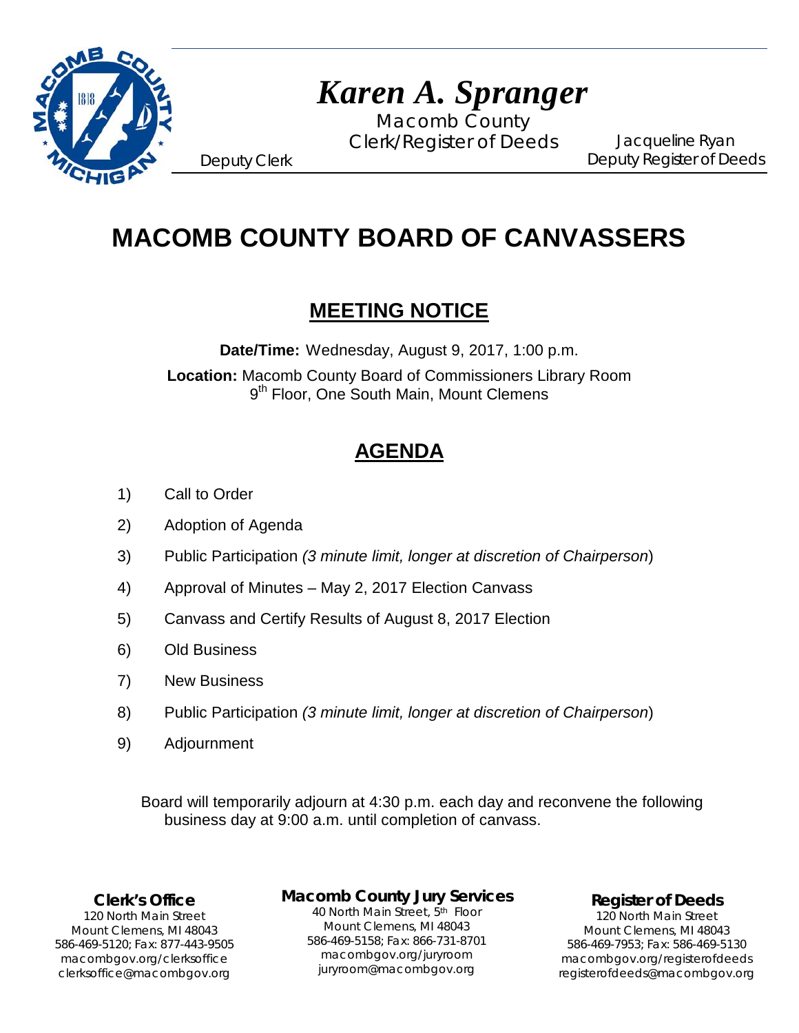*Karen A. Spranger*

Macomb County
Clerk/Register of Deeds

Deputy Clerk

Jacqueline Ryan
Deputy Register of Deeds

# MACOMB COUNTY BOARD OF CANVASSERS

## MEETING NOTICE

**Date/Time:** Wednesday, August 9, 2017, 1:00 p.m.

**Location:** Macomb County Board of Commissioners Library Room
9th Floor, One South Main, Mount Clemens

## AGENDA

1) Call to Order
2) Adoption of Agenda
3) Public Participation *(3 minute limit, longer at discretion of Chairperson)*
4) Approval of Minutes – May 2, 2017 Election Canvass
5) Canvass and Certify Results of August 8, 2017 Election
6) Old Business
7) New Business
8) Public Participation *(3 minute limit, longer at discretion of Chairperson)*
9) Adjournment

Board will temporarily adjourn at 4:30 p.m. each day and reconvene the following business day at 9:00 a.m. until completion of canvass.

**Clerk's Office**
120 North Main Street
Mount Clemens, MI 48043
586-469-5120; Fax: 877-443-9505
macombgov.org/clerksoffice
clerksoffice@macombgov.org

**Macomb County Jury Services**
40 North Main Street, 5th Floor
Mount Clemens, MI 48043
586-469-5158; Fax: 866-731-8701
macombgov.org/juryroom
juryroom@macombgov.org

**Register of Deeds**
120 North Main Street
Mount Clemens, MI 48043
586-469-7953; Fax: 586-469-5130
macombgov.org/registerofdeeds
registerofdeeds@macombgov.org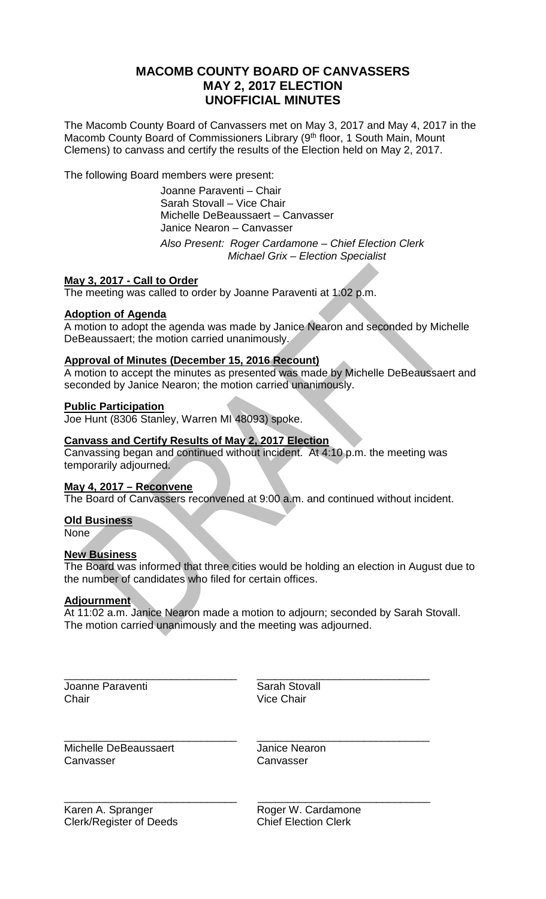# MACOMB COUNTY BOARD OF CANVASSERS
# MAY 2, 2017 ELECTION
# UNOFFICIAL MINUTES

The Macomb County Board of Canvassers met on May 3, 2017 and May 4, 2017 in the Macomb County Board of Commissioners Library (9th floor, 1 South Main, Mount Clemens) to canvass and certify the results of the Election held on May 2, 2017.

The following Board members were present:

Joanne Paraventi – Chair
Sarah Stovall – Vice Chair
Michelle DeBeaussaert – Canvasser
Janice Nearon – Canvasser

*Also Present: Roger Cardamone – Chief Election Clerk*
*Michael Grix – Election Specialist*

**May 3, 2017 - Call to Order**
The meeting was called to order by Joanne Paraventi at 1:02 p.m.

**Adoption of Agenda**
A motion to adopt the agenda was made by Janice Nearon and seconded by Michelle DeBeaussaert; the motion carried unanimously.

**Approval of Minutes (December 15, 2016 Recount)**
A motion to accept the minutes as presented was made by Michelle DeBeaussaert and seconded by Janice Nearon; the motion carried unanimously.

**Public Participation**
Joe Hunt (8306 Stanley, Warren MI 48093) spoke.

**Canvass and Certify Results of May 2, 2017 Election**
Canvassing began and continued without incident. At 4:10 p.m. the meeting was temporarily adjourned.

**May 4, 2017 – Reconvene**
The Board of Canvassers reconvened at 9:00 a.m. and continued without incident.

**Old Business**
None

**New Business**
The Board was informed that three cities would be holding an election in August due to the number of candidates who filed for certain offices.

**Adjournment**
At 11:02 a.m. Janice Nearon made a motion to adjourn; seconded by Sarah Stovall. The motion carried unanimously and the meeting was adjourned.

| | |
|---|---|
| \_\_\_\_\_\_\_\_\_\_\_\_\_\_\_\_\_\_\_\_\_\_\_\_\_\_\_\_ | \_\_\_\_\_\_\_\_\_\_\_\_\_\_\_\_\_\_\_\_\_\_\_\_\_\_\_\_ |
| Joanne Paraventi<br>Chair | Sarah Stovall<br>Vice Chair |
| \_\_\_\_\_\_\_\_\_\_\_\_\_\_\_\_\_\_\_\_\_\_\_\_\_\_\_\_ | \_\_\_\_\_\_\_\_\_\_\_\_\_\_\_\_\_\_\_\_\_\_\_\_\_\_\_\_ |
| Michelle DeBeaussaert<br>Canvasser | Janice Nearon<br>Canvasser |
| \_\_\_\_\_\_\_\_\_\_\_\_\_\_\_\_\_\_\_\_\_\_\_\_\_\_\_\_ | \_\_\_\_\_\_\_\_\_\_\_\_\_\_\_\_\_\_\_\_\_\_\_\_\_\_\_\_ |
| Karen A. Spranger<br>Clerk/Register of Deeds | Roger W. Cardamone<br>Chief Election Clerk |